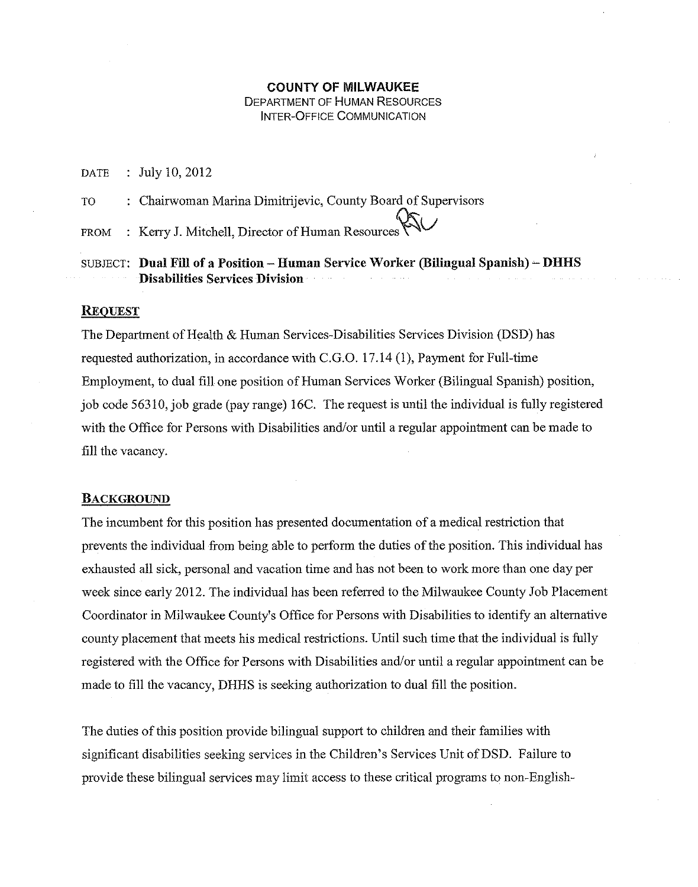**COUNTY OF MILWAUKEE**
DEPARTMENT OF HUMAN RESOURCES
INTER-OFFICE COMMUNICATION

DATE : July 10, 2012

TO : Chairwoman Marina Dimitrijevic, County Board of Supervisors

FROM : Kerry J. Mitchell, Director of Human Resources

SUBJECT: **Dual Fill of a Position – Human Service Worker (Bilingual Spanish) – DHHS Disabilities Services Division**

## REQUEST

The Department of Health & Human Services-Disabilities Services Division (DSD) has requested authorization, in accordance with C.G.O. 17.14 (1), Payment for Full-time Employment, to dual fill one position of Human Services Worker (Bilingual Spanish) position, job code 56310, job grade (pay range) 16C. The request is until the individual is fully registered with the Office for Persons with Disabilities and/or until a regular appointment can be made to fill the vacancy.

## BACKGROUND

The incumbent for this position has presented documentation of a medical restriction that prevents the individual from being able to perform the duties of the position. This individual has exhausted all sick, personal and vacation time and has not been to work more than one day per week since early 2012. The individual has been referred to the Milwaukee County Job Placement Coordinator in Milwaukee County's Office for Persons with Disabilities to identify an alternative county placement that meets his medical restrictions. Until such time that the individual is fully registered with the Office for Persons with Disabilities and/or until a regular appointment can be made to fill the vacancy, DHHS is seeking authorization to dual fill the position.

The duties of this position provide bilingual support to children and their families with significant disabilities seeking services in the Children's Services Unit of DSD. Failure to provide these bilingual services may limit access to these critical programs to non-English-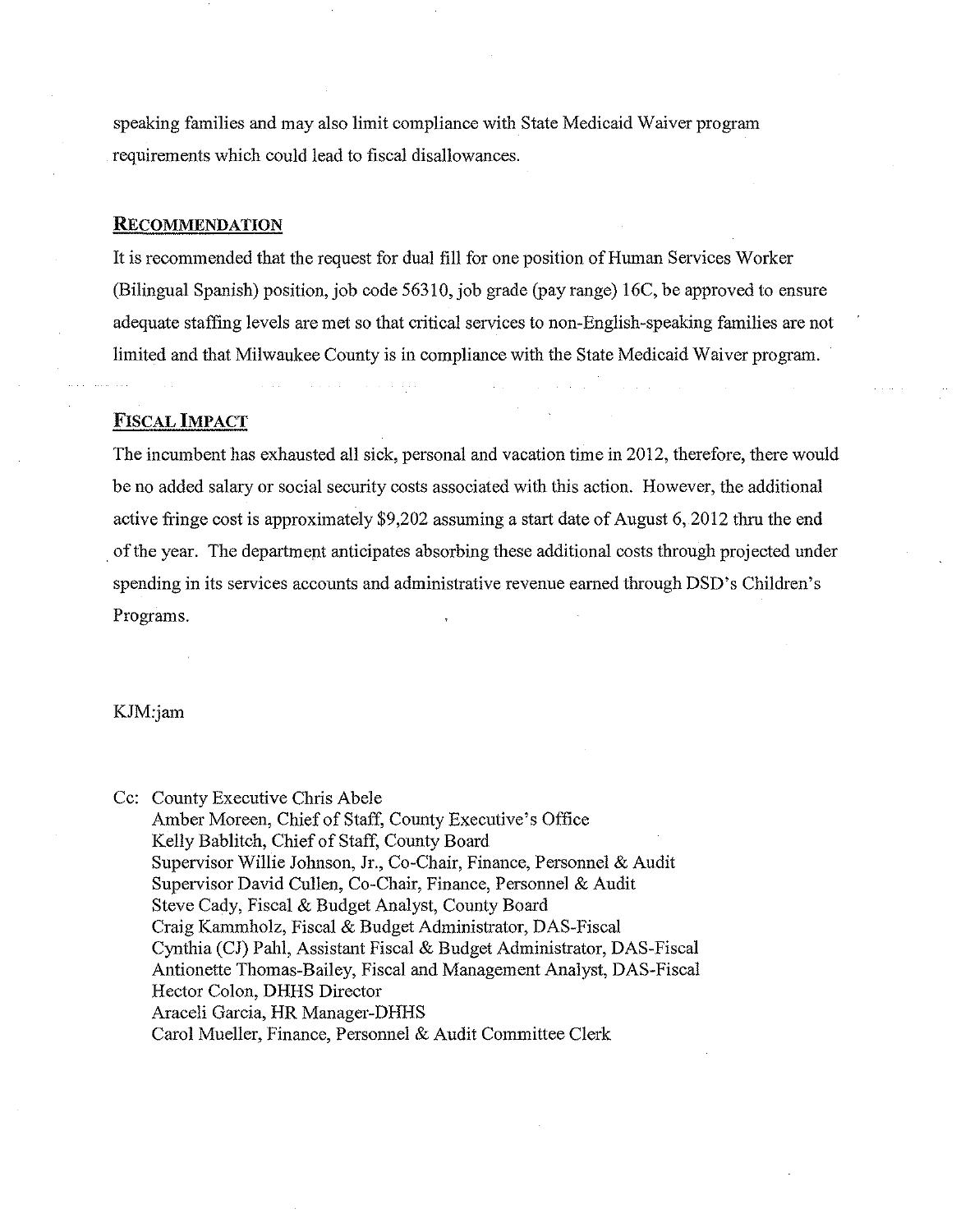speaking families and may also limit compliance with State Medicaid Waiver program requirements which could lead to fiscal disallowances.

## Recommendation

It is recommended that the request for dual fill for one position of Human Services Worker (Bilingual Spanish) position, job code 56310, job grade (pay range) 16C, be approved to ensure adequate staffing levels are met so that critical services to non-English-speaking families are not limited and that Milwaukee County is in compliance with the State Medicaid Waiver program.

## Fiscal Impact

The incumbent has exhausted all sick, personal and vacation time in 2012, therefore, there would be no added salary or social security costs associated with this action. However, the additional active fringe cost is approximately $9,202 assuming a start date of August 6, 2012 thru the end of the year. The department anticipates absorbing these additional costs through projected under spending in its services accounts and administrative revenue earned through DSD's Children's Programs.

KJM:jam

Cc: County Executive Chris Abele
Amber Moreen, Chief of Staff, County Executive's Office
Kelly Bablitch, Chief of Staff, County Board
Supervisor Willie Johnson, Jr., Co-Chair, Finance, Personnel & Audit
Supervisor David Cullen, Co-Chair, Finance, Personnel & Audit
Steve Cady, Fiscal & Budget Analyst, County Board
Craig Kammholz, Fiscal & Budget Administrator, DAS-Fiscal
Cynthia (CJ) Pahl, Assistant Fiscal & Budget Administrator, DAS-Fiscal
Antionette Thomas-Bailey, Fiscal and Management Analyst, DAS-Fiscal
Hector Colon, DHHS Director
Araceli Garcia, HR Manager-DHHS
Carol Mueller, Finance, Personnel & Audit Committee Clerk